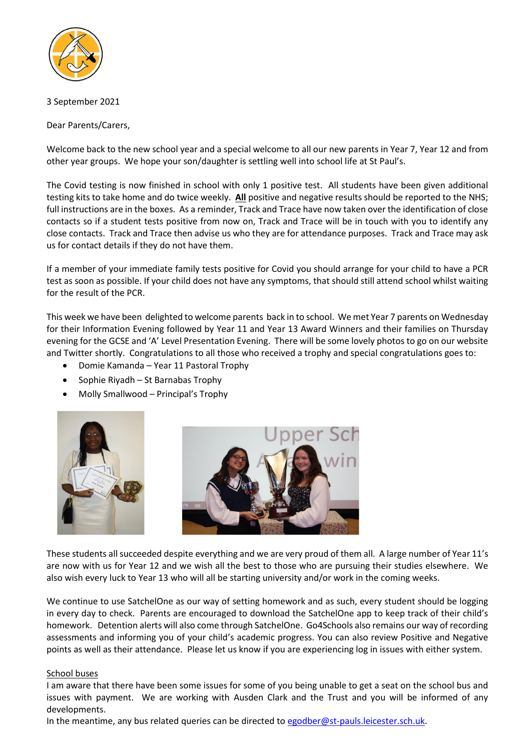3 September 2021

Dear Parents/Carers,

Welcome back to the new school year and a special welcome to all our new parents in Year 7, Year 12 and from other year groups. We hope your son/daughter is settling well into school life at St Paul's.

The Covid testing is now finished in school with only 1 positive test. All students have been given additional testing kits to take home and do twice weekly. **All** positive and negative results should be reported to the NHS; full instructions are in the boxes. As a reminder, Track and Trace have now taken over the identification of close contacts so if a student tests positive from now on, Track and Trace will be in touch with you to identify any close contacts. Track and Trace then advise us who they are for attendance purposes. Track and Trace may ask us for contact details if they do not have them.

If a member of your immediate family tests positive for Covid you should arrange for your child to have a PCR test as soon as possible. If your child does not have any symptoms, that should still attend school whilst waiting for the result of the PCR.

This week we have been delighted to welcome parents back in to school. We met Year 7 parents on Wednesday for their Information Evening followed by Year 11 and Year 13 Award Winners and their families on Thursday evening for the GCSE and 'A' Level Presentation Evening. There will be some lovely photos to go on our website and Twitter shortly. Congratulations to all those who received a trophy and special congratulations goes to:

- Domie Kamanda – Year 11 Pastoral Trophy
- Sophie Riyadh – St Barnabas Trophy
- Molly Smallwood – Principal's Trophy

These students all succeeded despite everything and we are very proud of them all. A large number of Year 11's are now with us for Year 12 and we wish all the best to those who are pursuing their studies elsewhere. We also wish every luck to Year 13 who will all be starting university and/or work in the coming weeks.

We continue to use SatchelOne as our way of setting homework and as such, every student should be logging in every day to check. Parents are encouraged to download the SatchelOne app to keep track of their child's homework. Detention alerts will also come through SatchelOne. Go4Schools also remains our way of recording assessments and informing you of your child's academic progress. You can also review Positive and Negative points as well as their attendance. Please let us know if you are experiencing log in issues with either system.

School buses

I am aware that there have been some issues for some of you being unable to get a seat on the school bus and issues with payment. We are working with Ausden Clark and the Trust and you will be informed of any developments.

In the meantime, any bus related queries can be directed to egodber@st-pauls.leicester.sch.uk.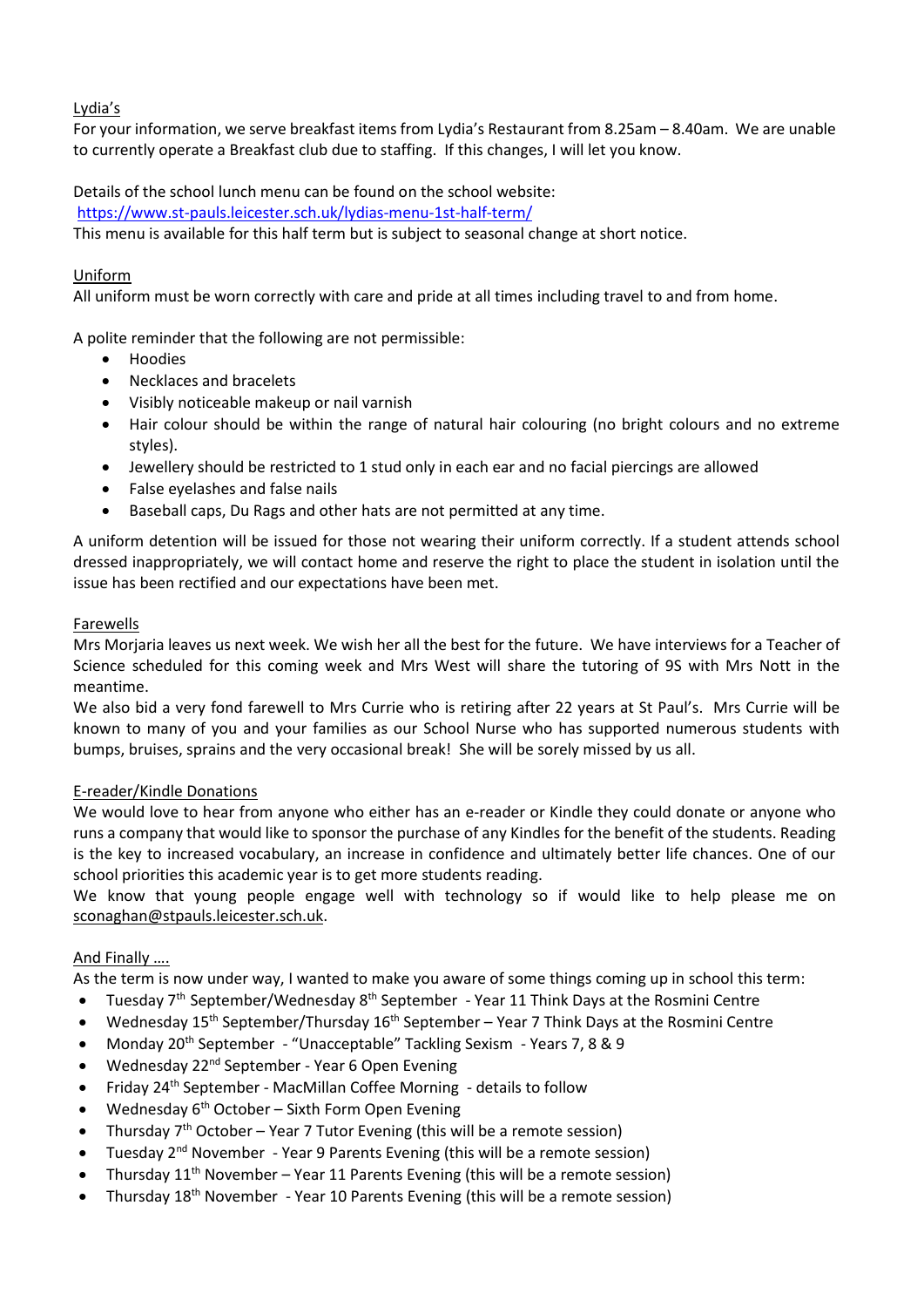Lydia's

For your information, we serve breakfast items from Lydia's Restaurant from 8.25am – 8.40am. We are unable to currently operate a Breakfast club due to staffing. If this changes, I will let you know.

Details of the school lunch menu can be found on the school website:
https://www.st-pauls.leicester.sch.uk/lydias-menu-1st-half-term/
This menu is available for this half term but is subject to seasonal change at short notice.

Uniform

All uniform must be worn correctly with care and pride at all times including travel to and from home.

A polite reminder that the following are not permissible:

- Hoodies
- Necklaces and bracelets
- Visibly noticeable makeup or nail varnish
- Hair colour should be within the range of natural hair colouring (no bright colours and no extreme styles).
- Jewellery should be restricted to 1 stud only in each ear and no facial piercings are allowed
- False eyelashes and false nails
- Baseball caps, Du Rags and other hats are not permitted at any time.

A uniform detention will be issued for those not wearing their uniform correctly. If a student attends school dressed inappropriately, we will contact home and reserve the right to place the student in isolation until the issue has been rectified and our expectations have been met.

Farewells

Mrs Morjaria leaves us next week. We wish her all the best for the future. We have interviews for a Teacher of Science scheduled for this coming week and Mrs West will share the tutoring of 9S with Mrs Nott in the meantime.

We also bid a very fond farewell to Mrs Currie who is retiring after 22 years at St Paul's. Mrs Currie will be known to many of you and your families as our School Nurse who has supported numerous students with bumps, bruises, sprains and the very occasional break! She will be sorely missed by us all.

E-reader/Kindle Donations

We would love to hear from anyone who either has an e-reader or Kindle they could donate or anyone who runs a company that would like to sponsor the purchase of any Kindles for the benefit of the students. Reading is the key to increased vocabulary, an increase in confidence and ultimately better life chances. One of our school priorities this academic year is to get more students reading.

We know that young people engage well with technology so if would like to help please me on sconaghan@stpauls.leicester.sch.uk.

And Finally ….

As the term is now under way, I wanted to make you aware of some things coming up in school this term:

- Tuesday 7th September/Wednesday 8th September - Year 11 Think Days at the Rosmini Centre
- Wednesday 15th September/Thursday 16th September – Year 7 Think Days at the Rosmini Centre
- Monday 20th September - "Unacceptable" Tackling Sexism - Years 7, 8 & 9
- Wednesday 22nd September - Year 6 Open Evening
- Friday 24th September - MacMillan Coffee Morning - details to follow
- Wednesday 6th October – Sixth Form Open Evening
- Thursday 7th October – Year 7 Tutor Evening (this will be a remote session)
- Tuesday 2nd November - Year 9 Parents Evening (this will be a remote session)
- Thursday 11th November – Year 11 Parents Evening (this will be a remote session)
- Thursday 18th November - Year 10 Parents Evening (this will be a remote session)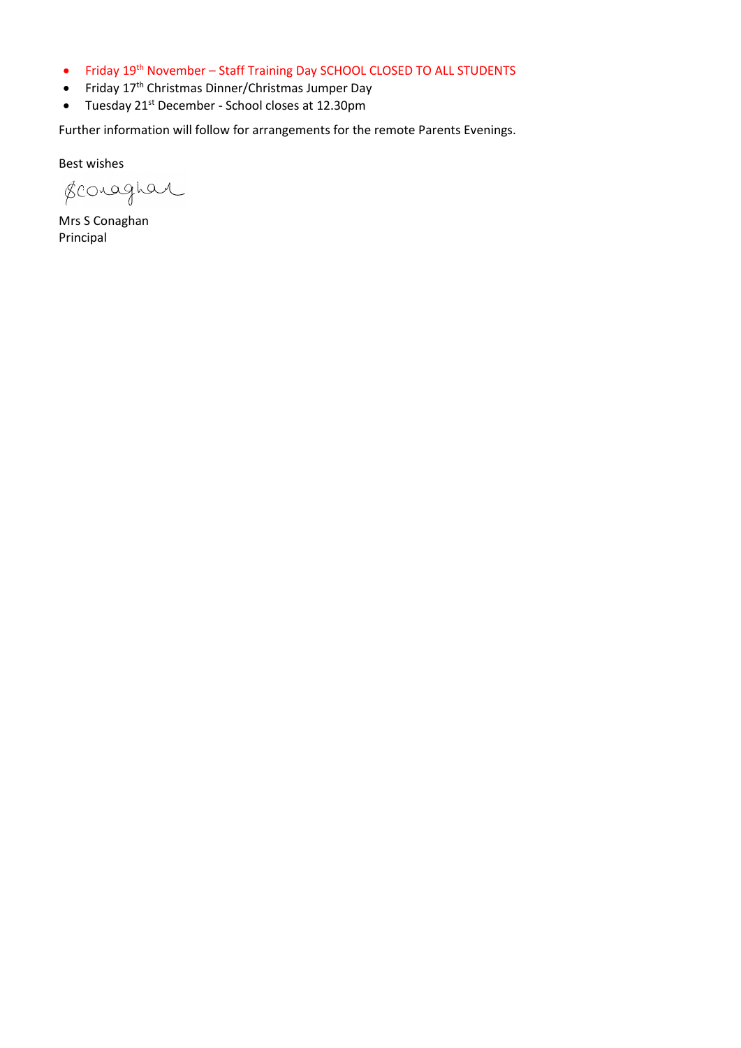- Friday 19th November – Staff Training Day SCHOOL CLOSED TO ALL STUDENTS
- Friday 17th Christmas Dinner/Christmas Jumper Day
- Tuesday 21st December - School closes at 12.30pm

Further information will follow for arrangements for the remote Parents Evenings.

Best wishes

SConaghan

Mrs S Conaghan
Principal